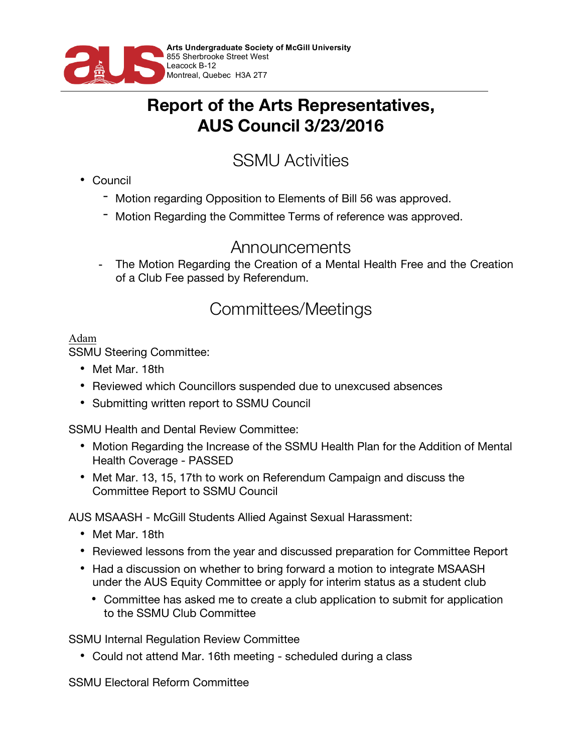**Arts Undergraduate Society of McGill University**
855 Sherbrooke Street West
Leacock B-12
Montreal, Quebec H3A 2T7

# Report of the Arts Representatives, AUS Council 3/23/2016

## SSMU Activities

- Council
  - Motion regarding Opposition to Elements of Bill 56 was approved.
  - Motion Regarding the Committee Terms of reference was approved.

## Announcements

- The Motion Regarding the Creation of a Mental Health Free and the Creation of a Club Fee passed by Referendum.

## Committees/Meetings

Adam

SSMU Steering Committee:

- Met Mar. 18th
- Reviewed which Councillors suspended due to unexcused absences
- Submitting written report to SSMU Council

SSMU Health and Dental Review Committee:

- Motion Regarding the Increase of the SSMU Health Plan for the Addition of Mental Health Coverage - PASSED
- Met Mar. 13, 15, 17th to work on Referendum Campaign and discuss the Committee Report to SSMU Council

AUS MSAASH - McGill Students Allied Against Sexual Harassment:

- Met Mar. 18th
- Reviewed lessons from the year and discussed preparation for Committee Report
- Had a discussion on whether to bring forward a motion to integrate MSAASH under the AUS Equity Committee or apply for interim status as a student club
  - Committee has asked me to create a club application to submit for application to the SSMU Club Committee

SSMU Internal Regulation Review Committee

- Could not attend Mar. 16th meeting - scheduled during a class

SSMU Electoral Reform Committee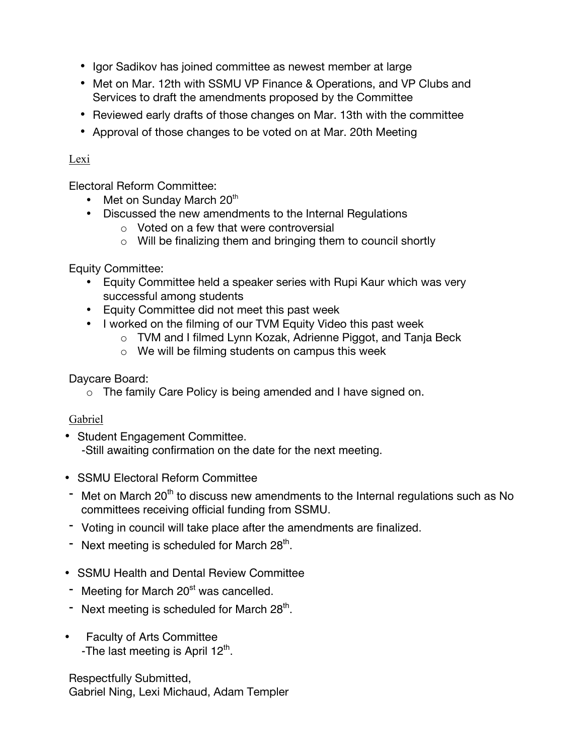- Igor Sadikov has joined committee as newest member at large
- Met on Mar. 12th with SSMU VP Finance & Operations, and VP Clubs and Services to draft the amendments proposed by the Committee
- Reviewed early drafts of those changes on Mar. 13th with the committee
- Approval of those changes to be voted on at Mar. 20th Meeting

<u>Lexi</u>

Electoral Reform Committee:

- Met on Sunday March 20th
- Discussed the new amendments to the Internal Regulations
  - Voted on a few that were controversial
  - Will be finalizing them and bringing them to council shortly

Equity Committee:

- Equity Committee held a speaker series with Rupi Kaur which was very successful among students
- Equity Committee did not meet this past week
- I worked on the filming of our TVM Equity Video this past week
  - TVM and I filmed Lynn Kozak, Adrienne Piggot, and Tanja Beck
  - We will be filming students on campus this week

Daycare Board:

- The family Care Policy is being amended and I have signed on.

<u>Gabriel</u>

- Student Engagement Committee.
  -Still awaiting confirmation on the date for the next meeting.

- SSMU Electoral Reform Committee
  - Met on March 20th to discuss new amendments to the Internal regulations such as No committees receiving official funding from SSMU.
  - Voting in council will take place after the amendments are finalized.
  - Next meeting is scheduled for March 28th.

- SSMU Health and Dental Review Committee
  - Meeting for March 20st was cancelled.
  - Next meeting is scheduled for March 28th.

- Faculty of Arts Committee
  -The last meeting is April 12th.

Respectfully Submitted,
Gabriel Ning, Lexi Michaud, Adam Templer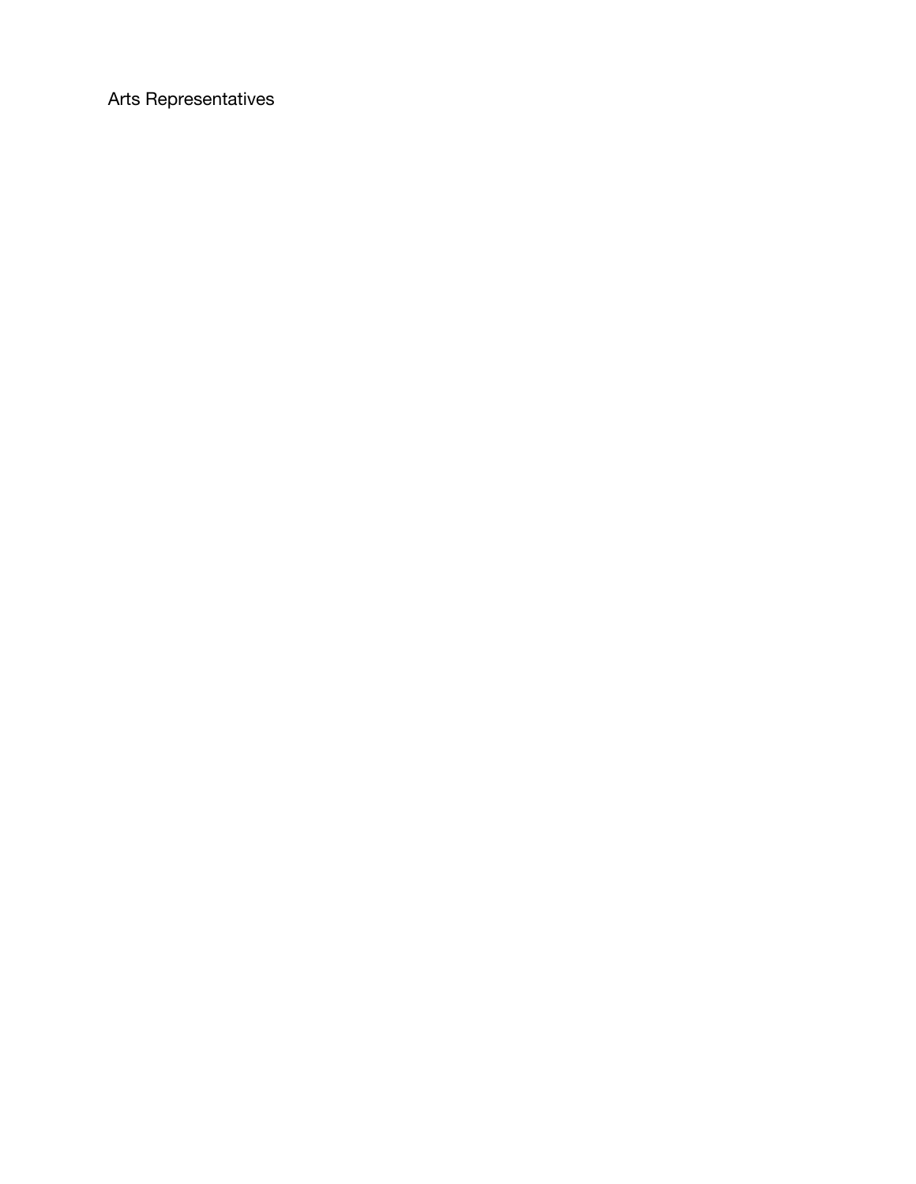Arts Representatives